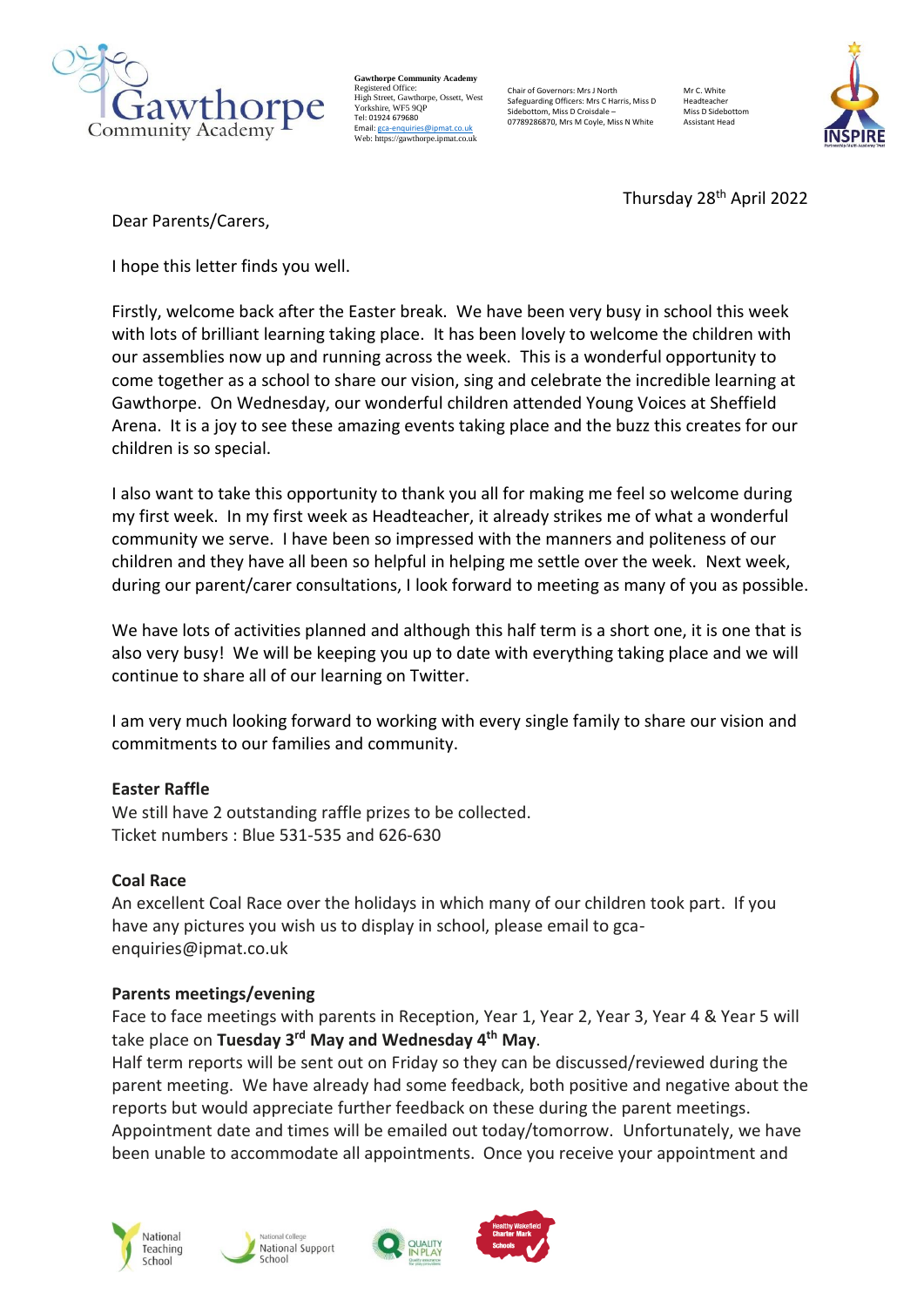**Gawthorpe Community Academy**
Registered Office:
High Street, Gawthorpe, Ossett, West Yorkshire, WF5 9QP
Tel: 01924 679680
Email: gca-enquiries@ipmat.co.uk
Web: https://gawthorpe.ipmat.co.uk

Chair of Governors: Mrs J North
Safeguarding Officers: Mrs C Harris, Miss D Sidebottom, Miss D Croisdale – 07789286870, Mrs M Coyle, Miss N White

Mr C. White
Headteacher
Miss D Sidebottom
Assistant Head

Thursday 28th April 2022

Dear Parents/Carers,

I hope this letter finds you well.

Firstly, welcome back after the Easter break. We have been very busy in school this week with lots of brilliant learning taking place. It has been lovely to welcome the children with our assemblies now up and running across the week. This is a wonderful opportunity to come together as a school to share our vision, sing and celebrate the incredible learning at Gawthorpe. On Wednesday, our wonderful children attended Young Voices at Sheffield Arena. It is a joy to see these amazing events taking place and the buzz this creates for our children is so special.

I also want to take this opportunity to thank you all for making me feel so welcome during my first week. In my first week as Headteacher, it already strikes me of what a wonderful community we serve. I have been so impressed with the manners and politeness of our children and they have all been so helpful in helping me settle over the week. Next week, during our parent/carer consultations, I look forward to meeting as many of you as possible.

We have lots of activities planned and although this half term is a short one, it is one that is also very busy! We will be keeping you up to date with everything taking place and we will continue to share all of our learning on Twitter.

I am very much looking forward to working with every single family to share our vision and commitments to our families and community.

**Easter Raffle**

We still have 2 outstanding raffle prizes to be collected.
Ticket numbers : Blue 531-535 and 626-630

**Coal Race**

An excellent Coal Race over the holidays in which many of our children took part. If you have any pictures you wish us to display in school, please email to gca-enquiries@ipmat.co.uk

**Parents meetings/evening**

Face to face meetings with parents in Reception, Year 1, Year 2, Year 3, Year 4 & Year 5 will take place on **Tuesday 3rd May and Wednesday 4th May**.
Half term reports will be sent out on Friday so they can be discussed/reviewed during the parent meeting. We have already had some feedback, both positive and negative about the reports but would appreciate further feedback on these during the parent meetings. Appointment date and times will be emailed out today/tomorrow. Unfortunately, we have been unable to accommodate all appointments. Once you receive your appointment and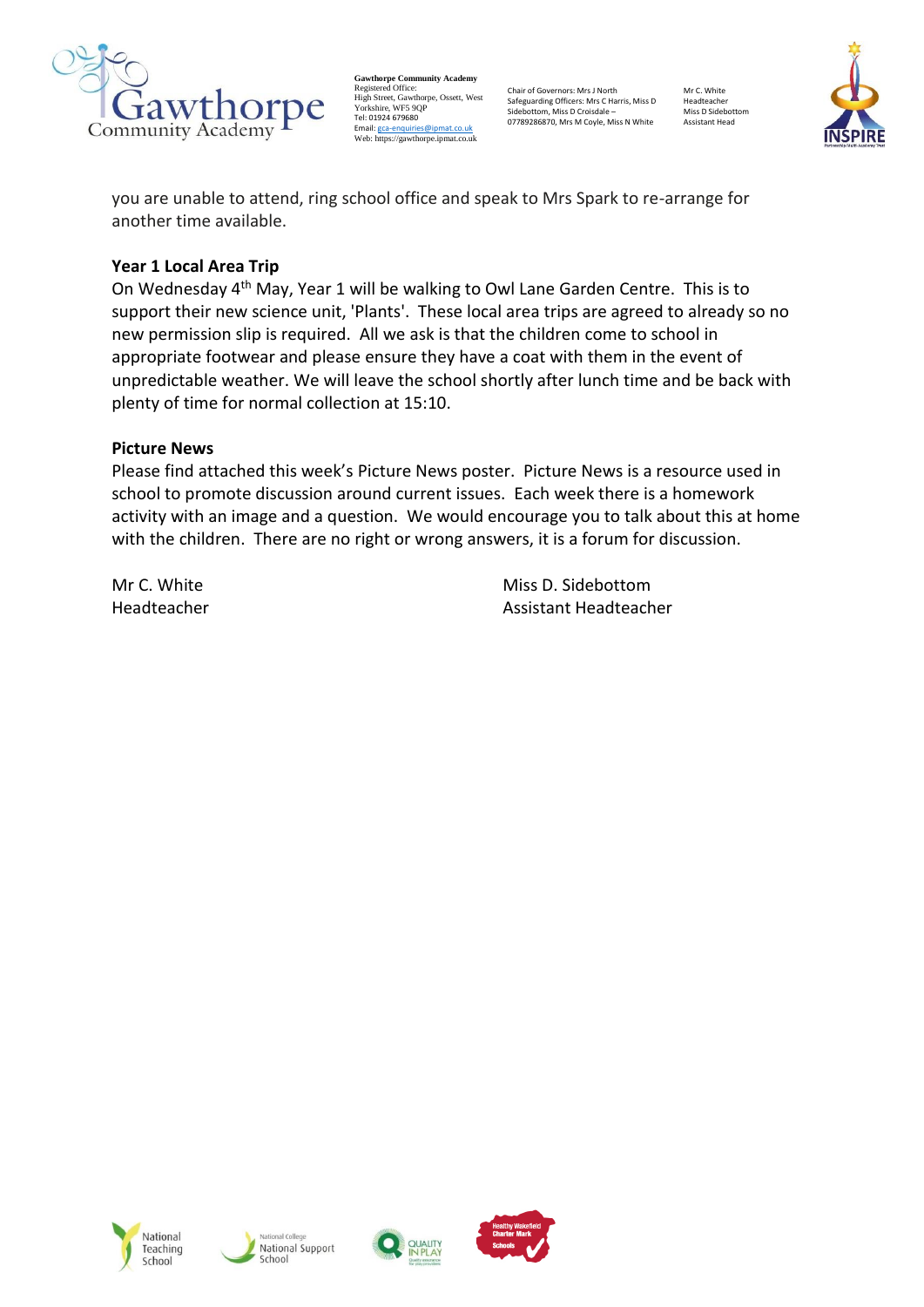you are unable to attend, ring school office and speak to Mrs Spark to re-arrange for another time available.

**Year 1 Local Area Trip**

On Wednesday 4th May, Year 1 will be walking to Owl Lane Garden Centre. This is to support their new science unit, 'Plants'. These local area trips are agreed to already so no new permission slip is required. All we ask is that the children come to school in appropriate footwear and please ensure they have a coat with them in the event of unpredictable weather. We will leave the school shortly after lunch time and be back with plenty of time for normal collection at 15:10.

**Picture News**

Please find attached this week's Picture News poster. Picture News is a resource used in school to promote discussion around current issues. Each week there is a homework activity with an image and a question. We would encourage you to talk about this at home with the children. There are no right or wrong answers, it is a forum for discussion.

Mr C. White
Headteacher

Miss D. Sidebottom
Assistant Headteacher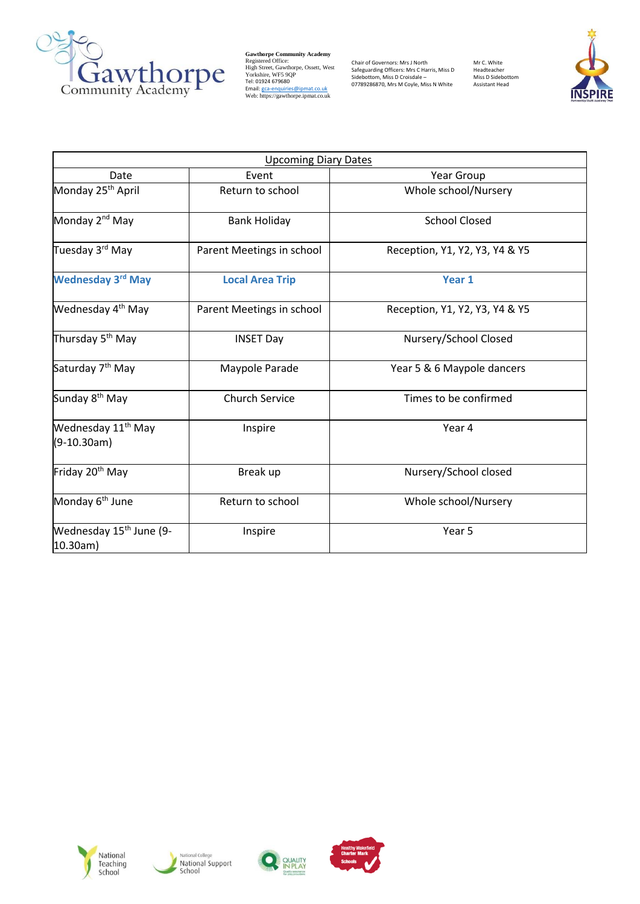**Gawthorpe Community Academy**
Registered Office:
High Street, Gawthorpe, Ossett, West Yorkshire, WF5 9QP
Tel: 01924 679680
Email: gca-enquiries@ipmat.co.uk
Web: https://gawthorpe.ipmat.co.uk

Chair of Governors: Mrs J North
Safeguarding Officers: Mrs C Harris, Miss D Sidebottom, Miss D Croisdale – 07789286870, Mrs M Coyle, Miss N White

Mr C. White
Headteacher
Miss D Sidebottom
Assistant Head

| Upcoming Diary Dates | | |
|---|---|---|
| Date | Event | Year Group |
| Monday 25th April | Return to school | Whole school/Nursery |
| Monday 2nd May | Bank Holiday | School Closed |
| Tuesday 3rd May | Parent Meetings in school | Reception, Y1, Y2, Y3, Y4 & Y5 |
| **Wednesday 3rd May** | **Local Area Trip** | **Year 1** |
| Wednesday 4th May | Parent Meetings in school | Reception, Y1, Y2, Y3, Y4 & Y5 |
| Thursday 5th May | INSET Day | Nursery/School Closed |
| Saturday 7th May | Maypole Parade | Year 5 & 6 Maypole dancers |
| Sunday 8th May | Church Service | Times to be confirmed |
| Wednesday 11th May (9-10.30am) | Inspire | Year 4 |
| Friday 20th May | Break up | Nursery/School closed |
| Monday 6th June | Return to school | Whole school/Nursery |
| Wednesday 15th June (9-10.30am) | Inspire | Year 5 |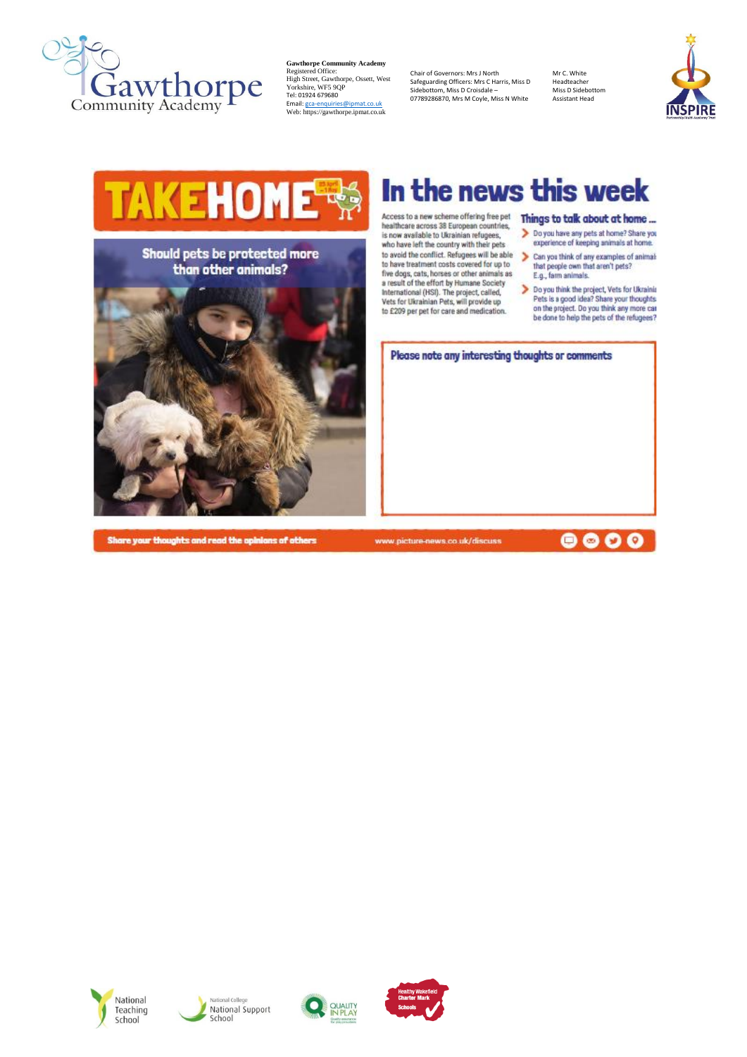**Gawthorpe Community Academy**
Registered Office:
High Street, Gawthorpe, Ossett, West Yorkshire, WF5 9QP
Tel: 01924 679680
Email: gca-enquiries@ipmat.co.uk
Web: https://gawthorpe.ipmat.co.uk

Chair of Governors: Mrs J North
Safeguarding Officers: Mrs C Harris, Miss D Sidebottom, Miss D Croisdale – 07789286870, Mrs M Coyle, Miss N White

Mr C. White
Headteacher
Miss D Sidebottom
Assistant Head

# TAKEHOME

25 April – 1 May

## Should pets be protected more than other animals?

# In the news this week

Access to a new scheme offering free pet healthcare across 38 European countries, is now available to Ukrainian refugees, who have left the country with their pets to avoid the conflict. Refugees will be able to have treatment costs covered for up to five dogs, cats, horses or other animals as a result of the effort by Humane Society International (HSI). The project, called, Vets for Ukrainian Pets, will provide up to £209 per pet for care and medication.

## Things to talk about at home ...

- Do you have any pets at home? Share your experience of keeping animals at home.
- Can you think of any examples of animals that people own that aren't pets? E.g., farm animals.
- Do you think the project, Vets for Ukrainian Pets is a good idea? Share your thoughts on the project. Do you think any more can be done to help the pets of the refugees?

**Please note any interesting thoughts or comments**

Share your thoughts and read the opinions of others

www.picture-news.co.uk/discuss

National Teaching School

National College National Support School

QUALITY IN PLAY

Healthy Wakefield Charter Mark Schools